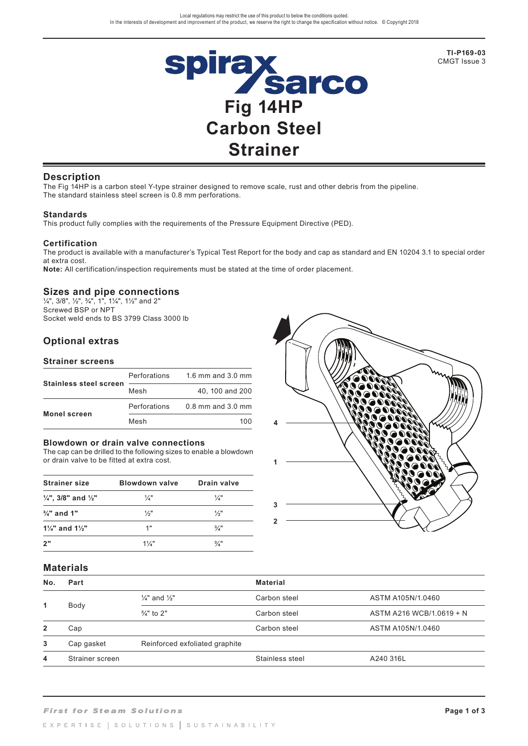Local regulations may restrict the use of this product to below the conditions quoted.
In the interests of development and improvement of the product, we reserve the right to change the specification without notice. © Copyright 2018

**TI-P169-03**
CMGT Issue 3

# Fig 14HP Carbon Steel Strainer

## Description

The Fig 14HP is a carbon steel Y-type strainer designed to remove scale, rust and other debris from the pipeline.
The standard stainless steel screen is 0.8 mm perforations.

### Standards

This product fully complies with the requirements of the Pressure Equipment Directive (PED).

### Certification

The product is available with a manufacturer's Typical Test Report for the body and cap as standard and EN 10204 3.1 to special order at extra cost.
**Note:** All certification/inspection requirements must be stated at the time of order placement.

## Sizes and pipe connections

¼", 3/8", ½", ¾", 1", 1¼", 1½" and 2"
Screwed BSP or NPT
Socket weld ends to BS 3799 Class 3000 lb

## Optional extras

### Strainer screens

| | | |
|---|---|---|
| **Stainless steel screen** | Perforations | 1.6 mm and 3.0 mm |
| | Mesh | 40, 100 and 200 |
| **Monel screen** | Perforations | 0.8 mm and 3.0 mm |
| | Mesh | 100 |

### Blowdown or drain valve connections

The cap can be drilled to the following sizes to enable a blowdown or drain valve to be fitted at extra cost.

| Strainer size | Blowdown valve | Drain valve |
|---|---|---|
| **¼", 3/8" and ½"** | ¼" | ¼" |
| **¾" and 1"** | ½" | ½" |
| **1¼" and 1½"** | 1" | ¾" |
| **2"** | 1¼" | ¾" |

## Materials

| No. | Part | | Material | |
|---|---|---|---|---|
| **1** | Body | ¼" and ½" | Carbon steel | ASTM A105N/1.0460 |
| | | ¾" to 2" | Carbon steel | ASTM A216 WCB/1.0619 + N |
| **2** | Cap | | Carbon steel | ASTM A105N/1.0460 |
| **3** | Cap gasket | Reinforced exfoliated graphite | | |
| **4** | Strainer screen | | Stainless steel | A240 316L |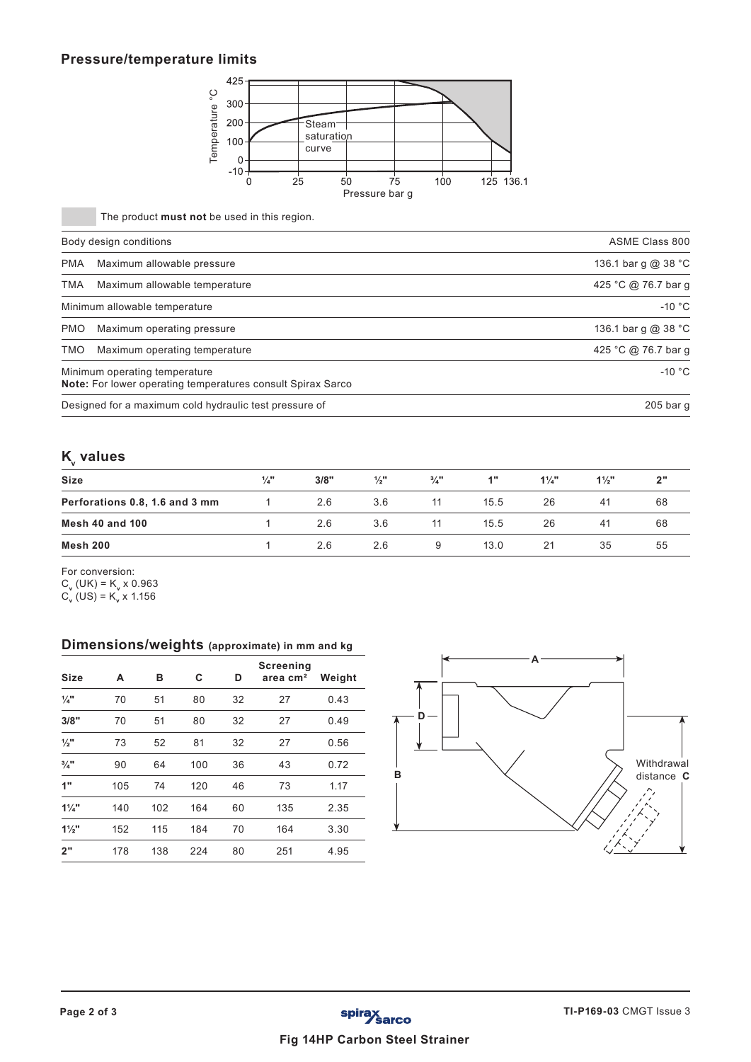## Pressure/temperature limits

The product **must not** be used in this region.

| | |
|---|---|
| Body design conditions | ASME Class 800 |
| PMA Maximum allowable pressure | 136.1 bar g @ 38 °C |
| TMA Maximum allowable temperature | 425 °C @ 76.7 bar g |
| Minimum allowable temperature | -10 °C |
| PMO Maximum operating pressure | 136.1 bar g @ 38 °C |
| TMO Maximum operating temperature | 425 °C @ 76.7 bar g |
| Minimum operating temperature<br>**Note:** For lower operating temperatures consult Spirax Sarco | -10 °C |
| Designed for a maximum cold hydraulic test pressure of | 205 bar g |

## $K_v$ values

| Size | ¼" | 3/8" | ½" | ¾" | 1" | 1¼" | 1½" | 2" |
|---|---|---|---|---|---|---|---|---|
| **Perforations 0.8, 1.6 and 3 mm** | 1 | 2.6 | 3.6 | 11 | 15.5 | 26 | 41 | 68 |
| **Mesh 40 and 100** | 1 | 2.6 | 3.6 | 11 | 15.5 | 26 | 41 | 68 |
| **Mesh 200** | 1 | 2.6 | 2.6 | 9 | 13.0 | 21 | 35 | 55 |

For conversion:
$C_v$ (UK) = $K_v$ x 0.963
$C_v$ (US) = $K_v$ x 1.156

## Dimensions/weights (approximate) in mm and kg

| Size | A | B | C | D | Screening area cm² | Weight |
|---|---|---|---|---|---|---|
| ¼" | 70 | 51 | 80 | 32 | 27 | 0.43 |
| 3/8" | 70 | 51 | 80 | 32 | 27 | 0.49 |
| ½" | 73 | 52 | 81 | 32 | 27 | 0.56 |
| ¾" | 90 | 64 | 100 | 36 | 43 | 0.72 |
| 1" | 105 | 74 | 120 | 46 | 73 | 1.17 |
| 1¼" | 140 | 102 | 164 | 60 | 135 | 2.35 |
| 1½" | 152 | 115 | 184 | 70 | 164 | 3.30 |
| 2" | 178 | 138 | 224 | 80 | 251 | 4.95 |

Withdrawal distance **C**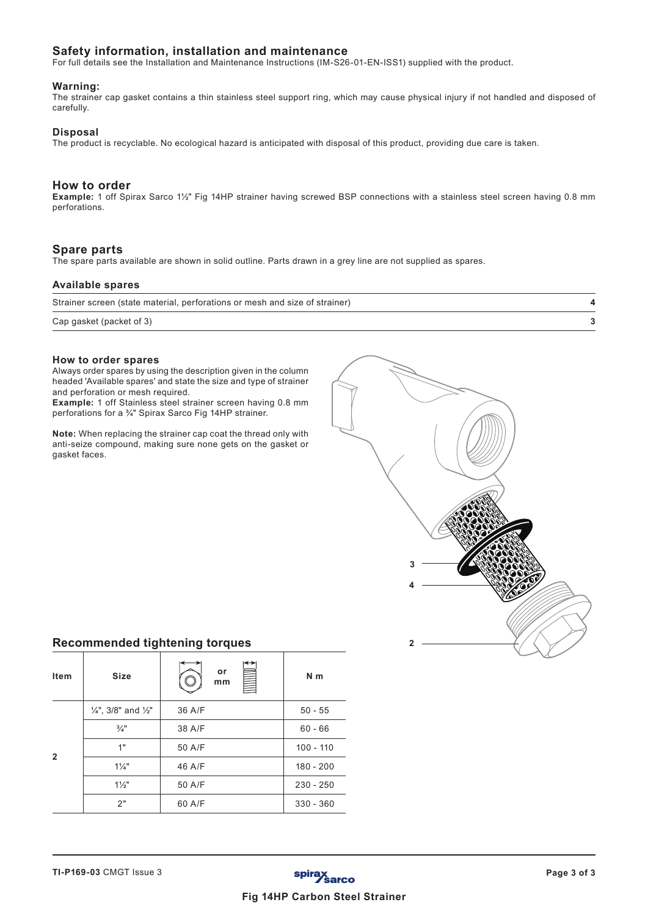## Safety information, installation and maintenance

For full details see the Installation and Maintenance Instructions (IM-S26-01-EN-ISS1) supplied with the product.

### Warning:

The strainer cap gasket contains a thin stainless steel support ring, which may cause physical injury if not handled and disposed of carefully.

### Disposal

The product is recyclable. No ecological hazard is anticipated with disposal of this product, providing due care is taken.

## How to order

**Example:** 1 off Spirax Sarco 1½" Fig 14HP strainer having screwed BSP connections with a stainless steel screen having 0.8 mm perforations.

## Spare parts

The spare parts available are shown in solid outline. Parts drawn in a grey line are not supplied as spares.

### Available spares

| | |
|---|---|
| Strainer screen (state material, perforations or mesh and size of strainer) | **4** |
| Cap gasket (packet of 3) | **3** |

### How to order spares

Always order spares by using the description given in the column headed 'Available spares' and state the size and type of strainer and perforation or mesh required.

**Example:** 1 off Stainless steel strainer screen having 0.8 mm perforations for a ¾" Spirax Sarco Fig 14HP strainer.

**Note:** When replacing the strainer cap coat the thread only with anti-seize compound, making sure none gets on the gasket or gasket faces.

3

4

2

## Recommended tightening torques

| Item | Size | or mm | N m |
|---|---|---|---|
| 2 | ¼", 3/8" and ½" | 36 A/F | 50 - 55 |
| | ¾" | 38 A/F | 60 - 66 |
| | 1" | 50 A/F | 100 - 110 |
| | 1¼" | 46 A/F | 180 - 200 |
| | 1½" | 50 A/F | 230 - 250 |
| | 2" | 60 A/F | 330 - 360 |